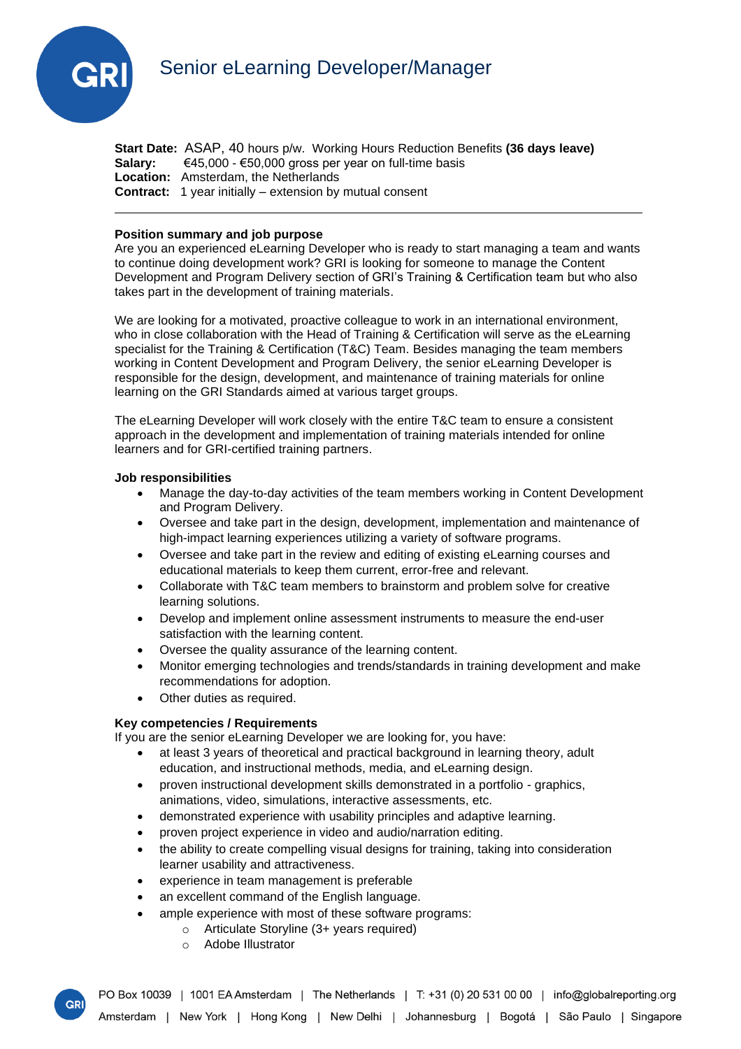# Senior eLearning Developer/Manager

**Start Date:** ASAP, 40 hours p/w. Working Hours Reduction Benefits **(36 days leave)**
**Salary:** €45,000 - €50,000 gross per year on full-time basis
**Location:** Amsterdam, the Netherlands
**Contract:** 1 year initially – extension by mutual consent

---

**Position summary and job purpose**
Are you an experienced eLearning Developer who is ready to start managing a team and wants to continue doing development work? GRI is looking for someone to manage the Content Development and Program Delivery section of GRI's Training & Certification team but who also takes part in the development of training materials.

We are looking for a motivated, proactive colleague to work in an international environment, who in close collaboration with the Head of Training & Certification will serve as the eLearning specialist for the Training & Certification (T&C) Team. Besides managing the team members working in Content Development and Program Delivery, the senior eLearning Developer is responsible for the design, development, and maintenance of training materials for online learning on the GRI Standards aimed at various target groups.

The eLearning Developer will work closely with the entire T&C team to ensure a consistent approach in the development and implementation of training materials intended for online learners and for GRI-certified training partners.

**Job responsibilities**

- Manage the day-to-day activities of the team members working in Content Development and Program Delivery.
- Oversee and take part in the design, development, implementation and maintenance of high-impact learning experiences utilizing a variety of software programs.
- Oversee and take part in the review and editing of existing eLearning courses and educational materials to keep them current, error-free and relevant.
- Collaborate with T&C team members to brainstorm and problem solve for creative learning solutions.
- Develop and implement online assessment instruments to measure the end-user satisfaction with the learning content.
- Oversee the quality assurance of the learning content.
- Monitor emerging technologies and trends/standards in training development and make recommendations for adoption.
- Other duties as required.

**Key competencies / Requirements**
If you are the senior eLearning Developer we are looking for, you have:

- at least 3 years of theoretical and practical background in learning theory, adult education, and instructional methods, media, and eLearning design.
- proven instructional development skills demonstrated in a portfolio - graphics, animations, video, simulations, interactive assessments, etc.
- demonstrated experience with usability principles and adaptive learning.
- proven project experience in video and audio/narration editing.
- the ability to create compelling visual designs for training, taking into consideration learner usability and attractiveness.
- experience in team management is preferable
- an excellent command of the English language.
- ample experience with most of these software programs:
  - Articulate Storyline (3+ years required)
  - Adobe Illustrator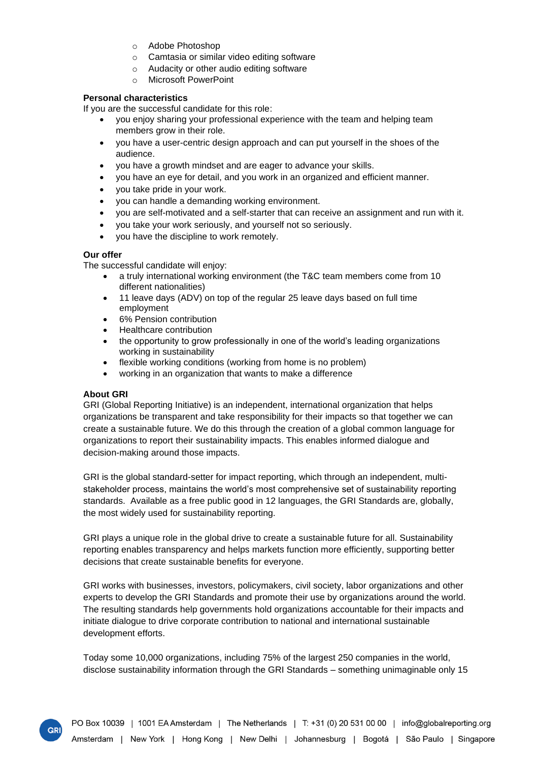- Adobe Photoshop
  - Camtasia or similar video editing software
  - Audacity or other audio editing software
  - Microsoft PowerPoint

**Personal characteristics**

If you are the successful candidate for this role:

- you enjoy sharing your professional experience with the team and helping team members grow in their role.
- you have a user-centric design approach and can put yourself in the shoes of the audience.
- you have a growth mindset and are eager to advance your skills.
- you have an eye for detail, and you work in an organized and efficient manner.
- you take pride in your work.
- you can handle a demanding working environment.
- you are self-motivated and a self-starter that can receive an assignment and run with it.
- you take your work seriously, and yourself not so seriously.
- you have the discipline to work remotely.

**Our offer**

The successful candidate will enjoy:

- a truly international working environment (the T&C team members come from 10 different nationalities)
- 11 leave days (ADV) on top of the regular 25 leave days based on full time employment
- 6% Pension contribution
- Healthcare contribution
- the opportunity to grow professionally in one of the world's leading organizations working in sustainability
- flexible working conditions (working from home is no problem)
- working in an organization that wants to make a difference

**About GRI**

GRI (Global Reporting Initiative) is an independent, international organization that helps organizations be transparent and take responsibility for their impacts so that together we can create a sustainable future. We do this through the creation of a global common language for organizations to report their sustainability impacts. This enables informed dialogue and decision-making around those impacts.

GRI is the global standard-setter for impact reporting, which through an independent, multi-stakeholder process, maintains the world's most comprehensive set of sustainability reporting standards. Available as a free public good in 12 languages, the GRI Standards are, globally, the most widely used for sustainability reporting.

GRI plays a unique role in the global drive to create a sustainable future for all. Sustainability reporting enables transparency and helps markets function more efficiently, supporting better decisions that create sustainable benefits for everyone.

GRI works with businesses, investors, policymakers, civil society, labor organizations and other experts to develop the GRI Standards and promote their use by organizations around the world. The resulting standards help governments hold organizations accountable for their impacts and initiate dialogue to drive corporate contribution to national and international sustainable development efforts.

Today some 10,000 organizations, including 75% of the largest 250 companies in the world, disclose sustainability information through the GRI Standards – something unimaginable only 15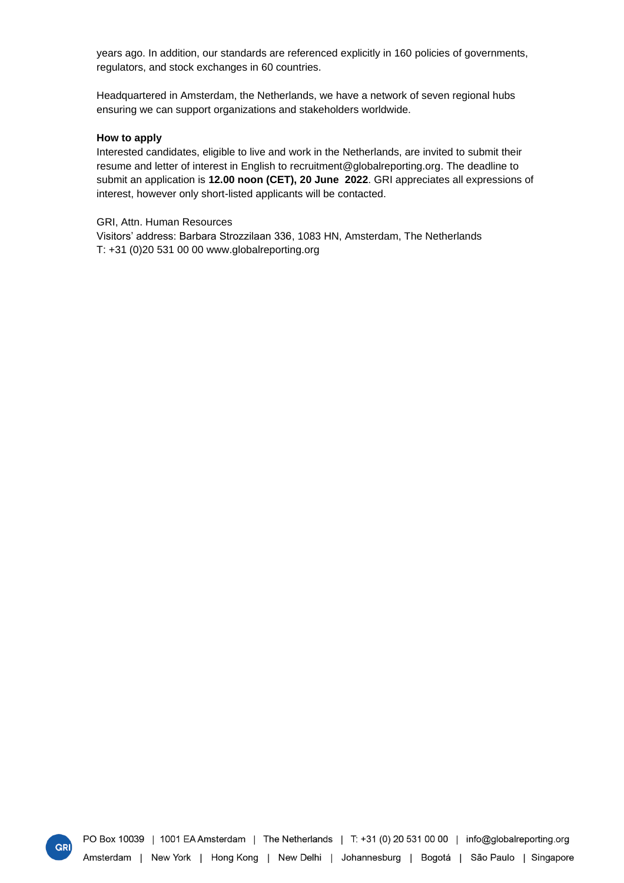years ago. In addition, our standards are referenced explicitly in 160 policies of governments, regulators, and stock exchanges in 60 countries.

Headquartered in Amsterdam, the Netherlands, we have a network of seven regional hubs ensuring we can support organizations and stakeholders worldwide.

**How to apply**

Interested candidates, eligible to live and work in the Netherlands, are invited to submit their resume and letter of interest in English to recruitment@globalreporting.org. The deadline to submit an application is **12.00 noon (CET), 20 June 2022**. GRI appreciates all expressions of interest, however only short-listed applicants will be contacted.

GRI, Attn. Human Resources
Visitors' address: Barbara Strozzilaan 336, 1083 HN, Amsterdam, The Netherlands
T: +31 (0)20 531 00 00 www.globalreporting.org